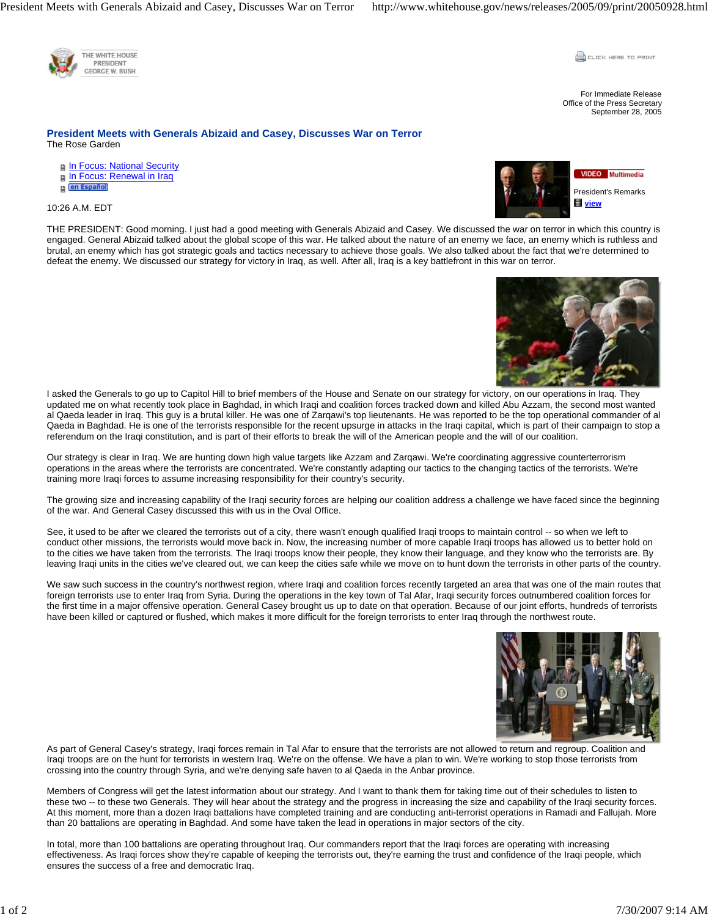For Immediate Release
Office of the Press Secretary
September 28, 2005

# President Meets with Generals Abizaid and Casey, Discusses War on Terror

The Rose Garden

- In Focus: National Security
- In Focus: Renewal in Iraq
- en Español

VIDEO Multimedia

President's Remarks
view

10:26 A.M. EDT

THE PRESIDENT: Good morning. I just had a good meeting with Generals Abizaid and Casey. We discussed the war on terror in which this country is engaged. General Abizaid talked about the global scope of this war. He talked about the nature of an enemy we face, an enemy which is ruthless and brutal, an enemy which has got strategic goals and tactics necessary to achieve those goals. We also talked about the fact that we're determined to defeat the enemy. We discussed our strategy for victory in Iraq, as well. After all, Iraq is a key battlefront in this war on terror.

I asked the Generals to go up to Capitol Hill to brief members of the House and Senate on our strategy for victory, on our operations in Iraq. They updated me on what recently took place in Baghdad, in which Iraqi and coalition forces tracked down and killed Abu Azzam, the second most wanted al Qaeda leader in Iraq. This guy is a brutal killer. He was one of Zarqawi's top lieutenants. He was reported to be the top operational commander of al Qaeda in Baghdad. He is one of the terrorists responsible for the recent upsurge in attacks in the Iraqi capital, which is part of their campaign to stop a referendum on the Iraqi constitution, and is part of their efforts to break the will of the American people and the will of our coalition.

Our strategy is clear in Iraq. We are hunting down high value targets like Azzam and Zarqawi. We're coordinating aggressive counterterrorism operations in the areas where the terrorists are concentrated. We're constantly adapting our tactics to the changing tactics of the terrorists. We're training more Iraqi forces to assume increasing responsibility for their country's security.

The growing size and increasing capability of the Iraqi security forces are helping our coalition address a challenge we have faced since the beginning of the war. And General Casey discussed this with us in the Oval Office.

See, it used to be after we cleared the terrorists out of a city, there wasn't enough qualified Iraqi troops to maintain control -- so when we left to conduct other missions, the terrorists would move back in. Now, the increasing number of more capable Iraqi troops has allowed us to better hold on to the cities we have taken from the terrorists. The Iraqi troops know their people, they know their language, and they know who the terrorists are. By leaving Iraqi units in the cities we've cleared out, we can keep the cities safe while we move on to hunt down the terrorists in other parts of the country.

We saw such success in the country's northwest region, where Iraqi and coalition forces recently targeted an area that was one of the main routes that foreign terrorists use to enter Iraq from Syria. During the operations in the key town of Tal Afar, Iraqi security forces outnumbered coalition forces for the first time in a major offensive operation. General Casey brought us up to date on that operation. Because of our joint efforts, hundreds of terrorists have been killed or captured or flushed, which makes it more difficult for the foreign terrorists to enter Iraq through the northwest route.

As part of General Casey's strategy, Iraqi forces remain in Tal Afar to ensure that the terrorists are not allowed to return and regroup. Coalition and Iraqi troops are on the hunt for terrorists in western Iraq. We're on the offense. We have a plan to win. We're working to stop those terrorists from crossing into the country through Syria, and we're denying safe haven to al Qaeda in the Anbar province.

Members of Congress will get the latest information about our strategy. And I want to thank them for taking time out of their schedules to listen to these two -- to these two Generals. They will hear about the strategy and the progress in increasing the size and capability of the Iraqi security forces. At this moment, more than a dozen Iraqi battalions have completed training and are conducting anti-terrorist operations in Ramadi and Fallujah. More than 20 battalions are operating in Baghdad. And some have taken the lead in operations in major sectors of the city.

In total, more than 100 battalions are operating throughout Iraq. Our commanders report that the Iraqi forces are operating with increasing effectiveness. As Iraqi forces show they're capable of keeping the terrorists out, they're earning the trust and confidence of the Iraqi people, which ensures the success of a free and democratic Iraq.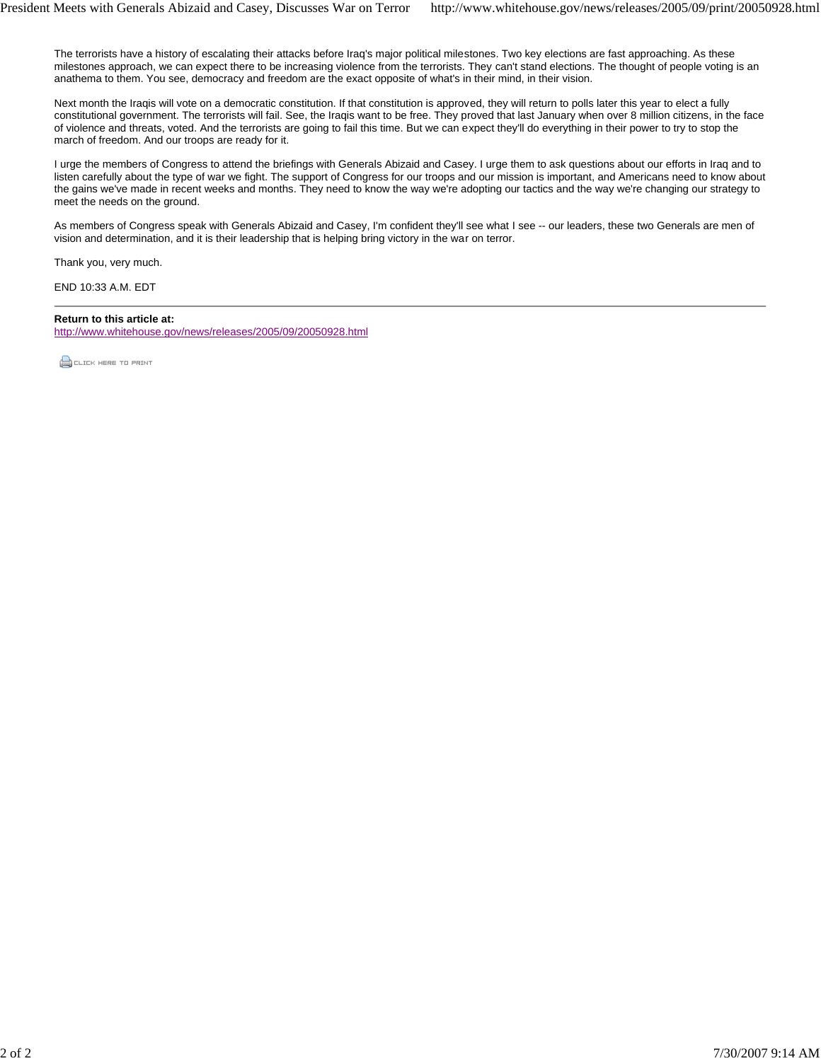The terrorists have a history of escalating their attacks before Iraq's major political milestones. Two key elections are fast approaching. As these milestones approach, we can expect there to be increasing violence from the terrorists. They can't stand elections. The thought of people voting is an anathema to them. You see, democracy and freedom are the exact opposite of what's in their mind, in their vision.

Next month the Iraqis will vote on a democratic constitution. If that constitution is approved, they will return to polls later this year to elect a fully constitutional government. The terrorists will fail. See, the Iraqis want to be free. They proved that last January when over 8 million citizens, in the face of violence and threats, voted. And the terrorists are going to fail this time. But we can expect they'll do everything in their power to try to stop the march of freedom. And our troops are ready for it.

I urge the members of Congress to attend the briefings with Generals Abizaid and Casey. I urge them to ask questions about our efforts in Iraq and to listen carefully about the type of war we fight. The support of Congress for our troops and our mission is important, and Americans need to know about the gains we've made in recent weeks and months. They need to know the way we're adopting our tactics and the way we're changing our strategy to meet the needs on the ground.

As members of Congress speak with Generals Abizaid and Casey, I'm confident they'll see what I see -- our leaders, these two Generals are men of vision and determination, and it is their leadership that is helping bring victory in the war on terror.

Thank you, very much.

END 10:33 A.M. EDT

---

**Return to this article at:**
http://www.whitehouse.gov/news/releases/2005/09/20050928.html

CLICK HERE TO PRINT